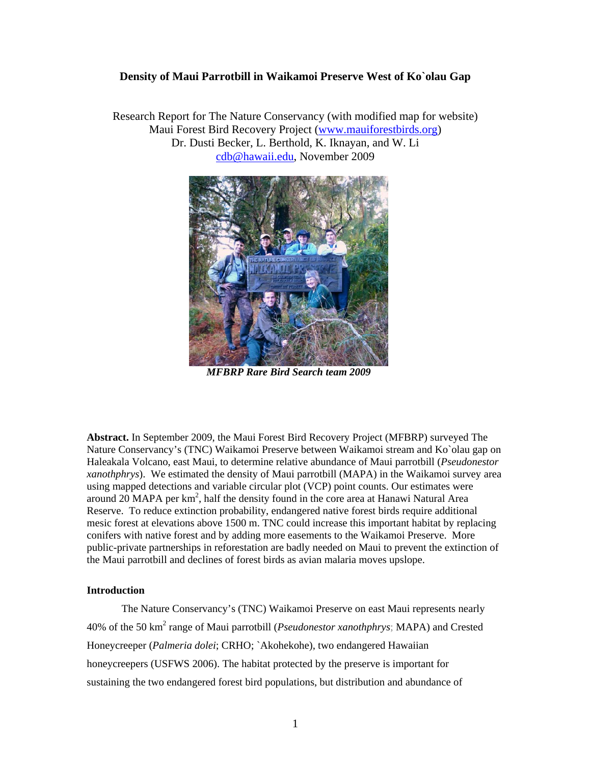# Density of Maui Parrotbill in Waikamoi Preserve West of Ko`olau Gap

Research Report for The Nature Conservancy (with modified map for website)
Maui Forest Bird Recovery Project (www.mauiforestbirds.org)
Dr. Dusti Becker, L. Berthold, K. Iknayan, and W. Li
cdb@hawaii.edu, November 2009

***MFBRP Rare Bird Search team 2009***

**Abstract.** In September 2009, the Maui Forest Bird Recovery Project (MFBRP) surveyed The Nature Conservancy's (TNC) Waikamoi Preserve between Waikamoi stream and Ko`olau gap on Haleakala Volcano, east Maui, to determine relative abundance of Maui parrotbill (*Pseudonestor xanothphrys*). We estimated the density of Maui parrotbill (MAPA) in the Waikamoi survey area using mapped detections and variable circular plot (VCP) point counts. Our estimates were around 20 MAPA per km$^2$, half the density found in the core area at Hanawi Natural Area Reserve. To reduce extinction probability, endangered native forest birds require additional mesic forest at elevations above 1500 m. TNC could increase this important habitat by replacing conifers with native forest and by adding more easements to the Waikamoi Preserve. More public-private partnerships in reforestation are badly needed on Maui to prevent the extinction of the Maui parrotbill and declines of forest birds as avian malaria moves upslope.

## Introduction

The Nature Conservancy's (TNC) Waikamoi Preserve on east Maui represents nearly 40% of the 50 km$^2$ range of Maui parrotbill (*Pseudonestor xanothphrys*; MAPA) and Crested Honeycreeper (*Palmeria dolei*; CRHO; `Akohekohe), two endangered Hawaiian honeycreepers (USFWS 2006). The habitat protected by the preserve is important for sustaining the two endangered forest bird populations, but distribution and abundance of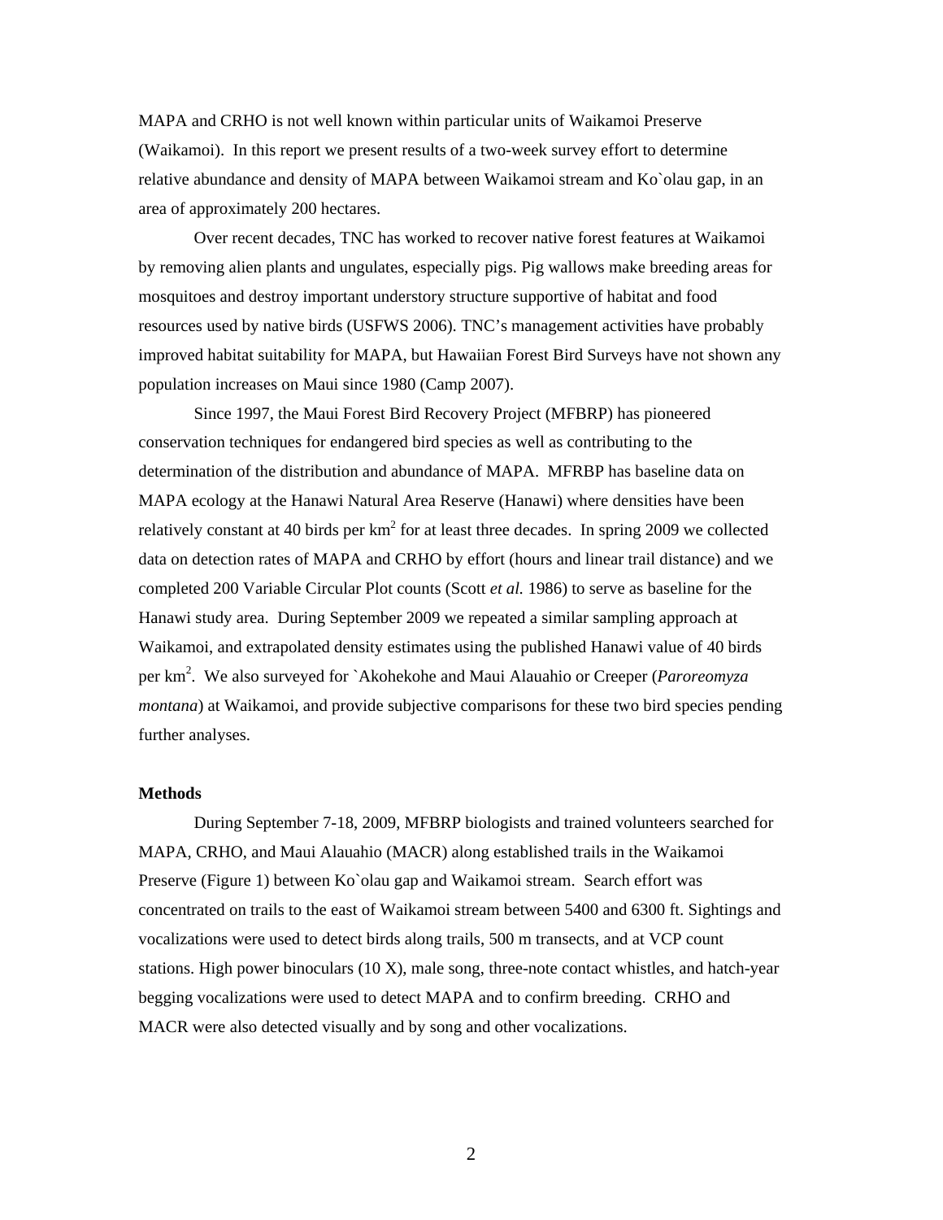MAPA and CRHO is not well known within particular units of Waikamoi Preserve (Waikamoi). In this report we present results of a two-week survey effort to determine relative abundance and density of MAPA between Waikamoi stream and Ko`olau gap, in an area of approximately 200 hectares.

Over recent decades, TNC has worked to recover native forest features at Waikamoi by removing alien plants and ungulates, especially pigs. Pig wallows make breeding areas for mosquitoes and destroy important understory structure supportive of habitat and food resources used by native birds (USFWS 2006). TNC's management activities have probably improved habitat suitability for MAPA, but Hawaiian Forest Bird Surveys have not shown any population increases on Maui since 1980 (Camp 2007).

Since 1997, the Maui Forest Bird Recovery Project (MFBRP) has pioneered conservation techniques for endangered bird species as well as contributing to the determination of the distribution and abundance of MAPA. MFRBP has baseline data on MAPA ecology at the Hanawi Natural Area Reserve (Hanawi) where densities have been relatively constant at 40 birds per $km^2$ for at least three decades. In spring 2009 we collected data on detection rates of MAPA and CRHO by effort (hours and linear trail distance) and we completed 200 Variable Circular Plot counts (Scott *et al.* 1986) to serve as baseline for the Hanawi study area. During September 2009 we repeated a similar sampling approach at Waikamoi, and extrapolated density estimates using the published Hanawi value of 40 birds per $km^2$. We also surveyed for `Akohekohe and Maui Alauahio or Creeper (*Paroreomyza montana*) at Waikamoi, and provide subjective comparisons for these two bird species pending further analyses.

## Methods

During September 7-18, 2009, MFBRP biologists and trained volunteers searched for MAPA, CRHO, and Maui Alauahio (MACR) along established trails in the Waikamoi Preserve (Figure 1) between Ko`olau gap and Waikamoi stream. Search effort was concentrated on trails to the east of Waikamoi stream between 5400 and 6300 ft. Sightings and vocalizations were used to detect birds along trails, 500 m transects, and at VCP count stations. High power binoculars (10 X), male song, three-note contact whistles, and hatch-year begging vocalizations were used to detect MAPA and to confirm breeding. CRHO and MACR were also detected visually and by song and other vocalizations.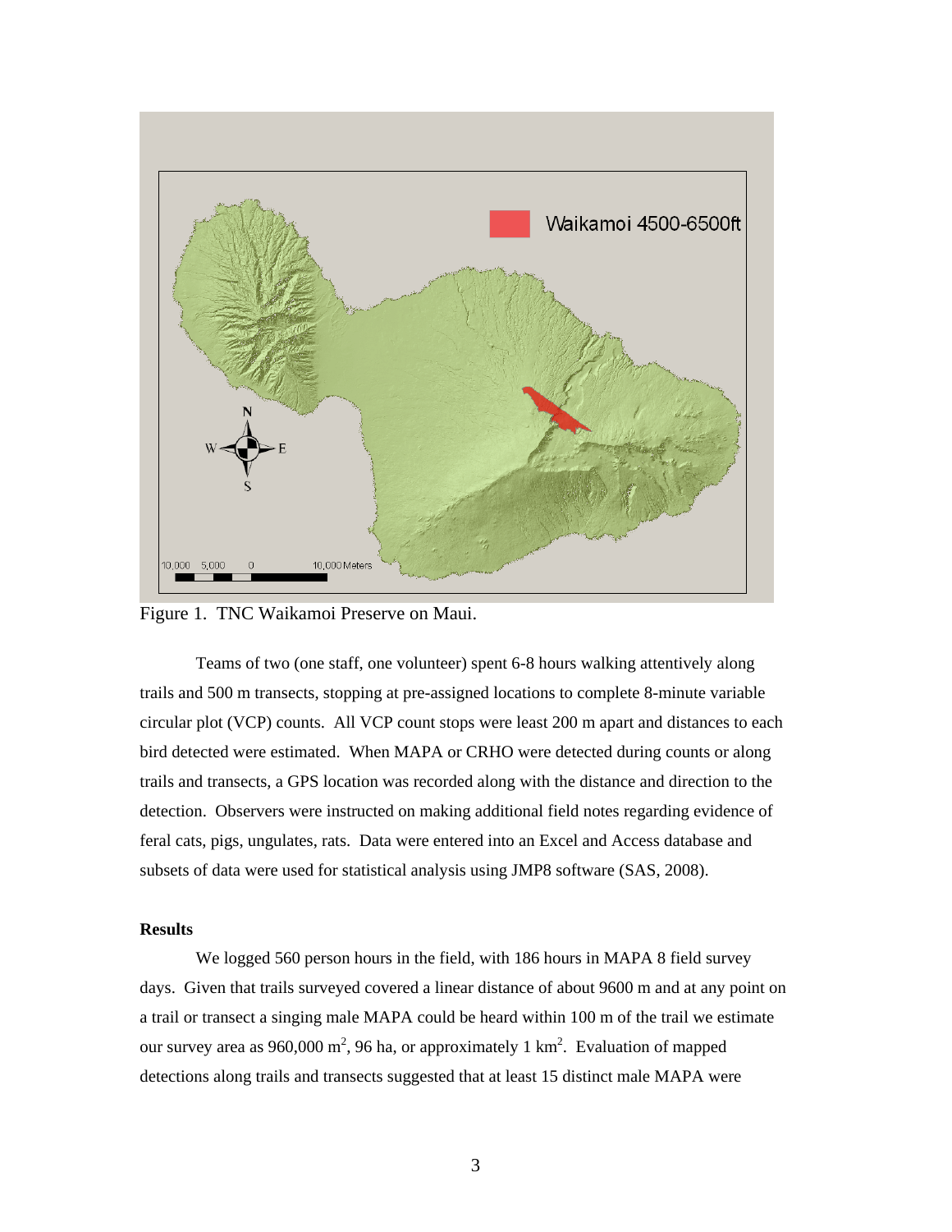Figure 1. TNC Waikamoi Preserve on Maui.

Teams of two (one staff, one volunteer) spent 6-8 hours walking attentively along trails and 500 m transects, stopping at pre-assigned locations to complete 8-minute variable circular plot (VCP) counts. All VCP count stops were least 200 m apart and distances to each bird detected were estimated. When MAPA or CRHO were detected during counts or along trails and transects, a GPS location was recorded along with the distance and direction to the detection. Observers were instructed on making additional field notes regarding evidence of feral cats, pigs, ungulates, rats. Data were entered into an Excel and Access database and subsets of data were used for statistical analysis using JMP8 software (SAS, 2008).

**Results**

We logged 560 person hours in the field, with 186 hours in MAPA 8 field survey days. Given that trails surveyed covered a linear distance of about 9600 m and at any point on a trail or transect a singing male MAPA could be heard within 100 m of the trail we estimate our survey area as 960,000 $m^2$, 96 ha, or approximately 1 $km^2$. Evaluation of mapped detections along trails and transects suggested that at least 15 distinct male MAPA were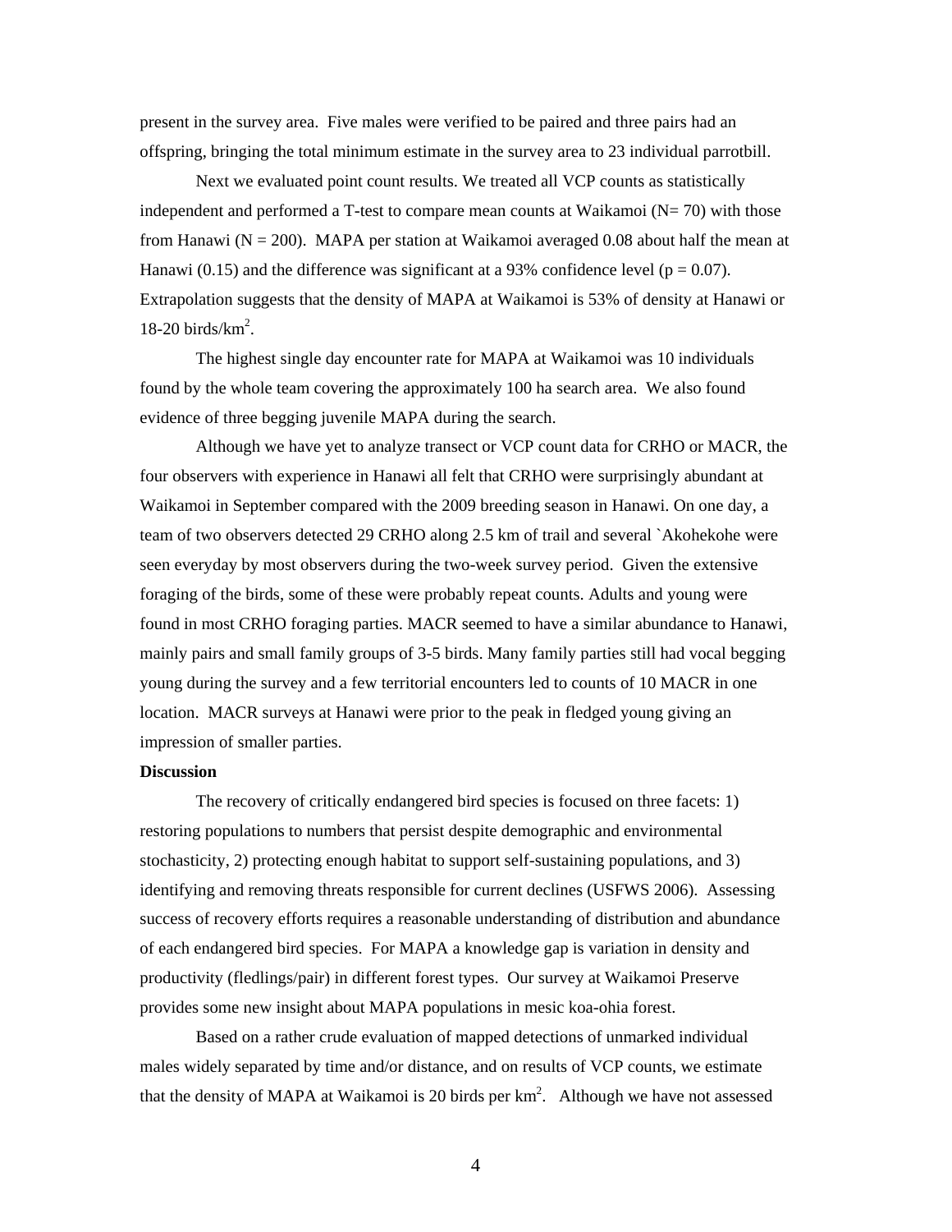present in the survey area. Five males were verified to be paired and three pairs had an offspring, bringing the total minimum estimate in the survey area to 23 individual parrotbill.

Next we evaluated point count results. We treated all VCP counts as statistically independent and performed a T-test to compare mean counts at Waikamoi (N= 70) with those from Hanawi (N = 200). MAPA per station at Waikamoi averaged 0.08 about half the mean at Hanawi (0.15) and the difference was significant at a 93% confidence level ($p = 0.07$). Extrapolation suggests that the density of MAPA at Waikamoi is 53% of density at Hanawi or 18-20 birds/km$^2$.

The highest single day encounter rate for MAPA at Waikamoi was 10 individuals found by the whole team covering the approximately 100 ha search area. We also found evidence of three begging juvenile MAPA during the search.

Although we have yet to analyze transect or VCP count data for CRHO or MACR, the four observers with experience in Hanawi all felt that CRHO were surprisingly abundant at Waikamoi in September compared with the 2009 breeding season in Hanawi. On one day, a team of two observers detected 29 CRHO along 2.5 km of trail and several `Akohekohe were seen everyday by most observers during the two-week survey period. Given the extensive foraging of the birds, some of these were probably repeat counts. Adults and young were found in most CRHO foraging parties. MACR seemed to have a similar abundance to Hanawi, mainly pairs and small family groups of 3-5 birds. Many family parties still had vocal begging young during the survey and a few territorial encounters led to counts of 10 MACR in one location. MACR surveys at Hanawi were prior to the peak in fledged young giving an impression of smaller parties.

**Discussion**

The recovery of critically endangered bird species is focused on three facets: 1) restoring populations to numbers that persist despite demographic and environmental stochasticity, 2) protecting enough habitat to support self-sustaining populations, and 3) identifying and removing threats responsible for current declines (USFWS 2006). Assessing success of recovery efforts requires a reasonable understanding of distribution and abundance of each endangered bird species. For MAPA a knowledge gap is variation in density and productivity (fledlings/pair) in different forest types. Our survey at Waikamoi Preserve provides some new insight about MAPA populations in mesic koa-ohia forest.

Based on a rather crude evaluation of mapped detections of unmarked individual males widely separated by time and/or distance, and on results of VCP counts, we estimate that the density of MAPA at Waikamoi is 20 birds per km$^2$. Although we have not assessed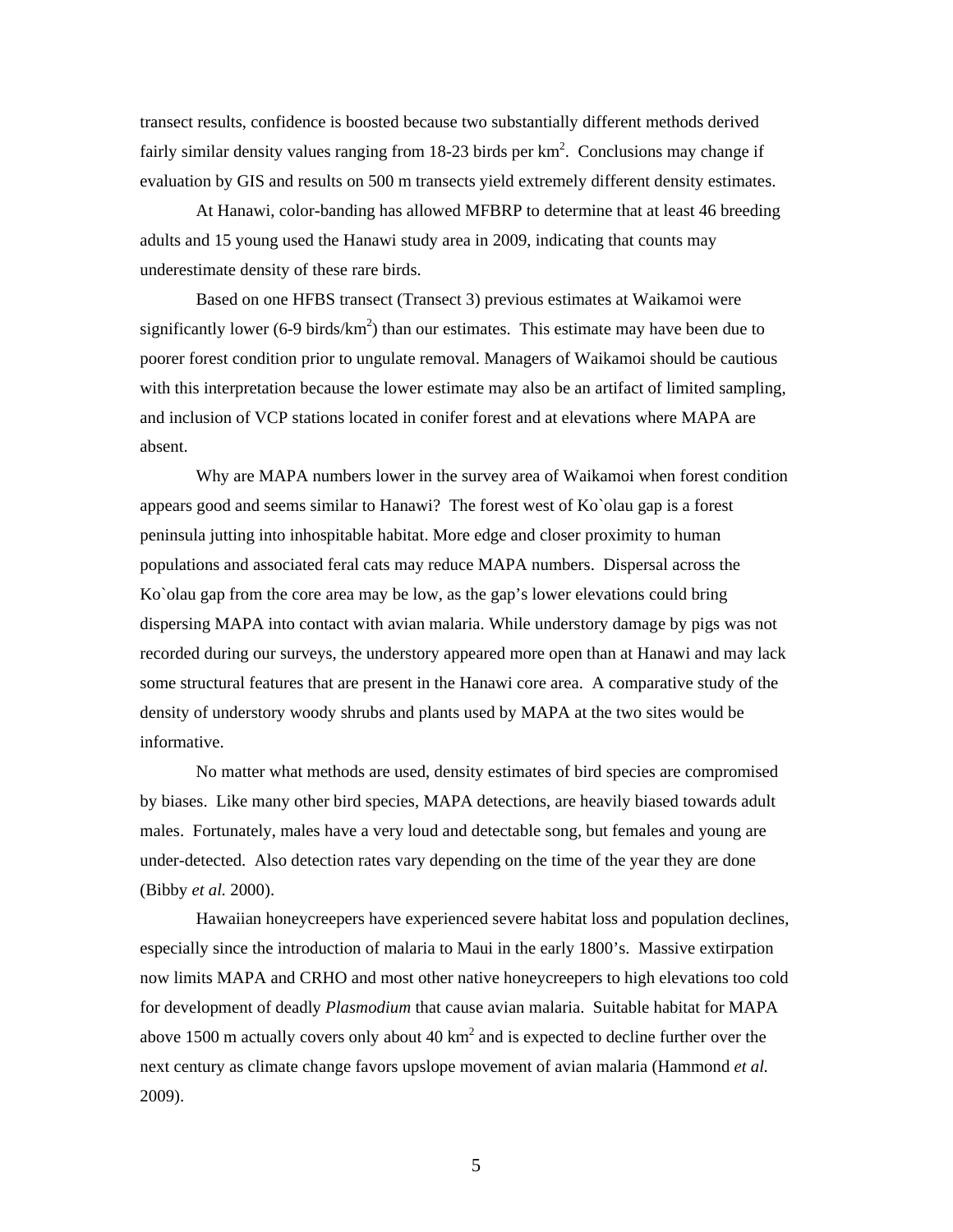transect results, confidence is boosted because two substantially different methods derived fairly similar density values ranging from 18-23 birds per $km^2$. Conclusions may change if evaluation by GIS and results on 500 m transects yield extremely different density estimates.

At Hanawi, color-banding has allowed MFBRP to determine that at least 46 breeding adults and 15 young used the Hanawi study area in 2009, indicating that counts may underestimate density of these rare birds.

Based on one HFBS transect (Transect 3) previous estimates at Waikamoi were significantly lower (6-9 birds/$km^2$) than our estimates. This estimate may have been due to poorer forest condition prior to ungulate removal. Managers of Waikamoi should be cautious with this interpretation because the lower estimate may also be an artifact of limited sampling, and inclusion of VCP stations located in conifer forest and at elevations where MAPA are absent.

Why are MAPA numbers lower in the survey area of Waikamoi when forest condition appears good and seems similar to Hanawi? The forest west of Ko`olau gap is a forest peninsula jutting into inhospitable habitat. More edge and closer proximity to human populations and associated feral cats may reduce MAPA numbers. Dispersal across the Ko`olau gap from the core area may be low, as the gap's lower elevations could bring dispersing MAPA into contact with avian malaria. While understory damage by pigs was not recorded during our surveys, the understory appeared more open than at Hanawi and may lack some structural features that are present in the Hanawi core area. A comparative study of the density of understory woody shrubs and plants used by MAPA at the two sites would be informative.

No matter what methods are used, density estimates of bird species are compromised by biases. Like many other bird species, MAPA detections, are heavily biased towards adult males. Fortunately, males have a very loud and detectable song, but females and young are under-detected. Also detection rates vary depending on the time of the year they are done (Bibby *et al.* 2000).

Hawaiian honeycreepers have experienced severe habitat loss and population declines, especially since the introduction of malaria to Maui in the early 1800's. Massive extirpation now limits MAPA and CRHO and most other native honeycreepers to high elevations too cold for development of deadly *Plasmodium* that cause avian malaria. Suitable habitat for MAPA above 1500 m actually covers only about 40 $km^2$ and is expected to decline further over the next century as climate change favors upslope movement of avian malaria (Hammond *et al.* 2009).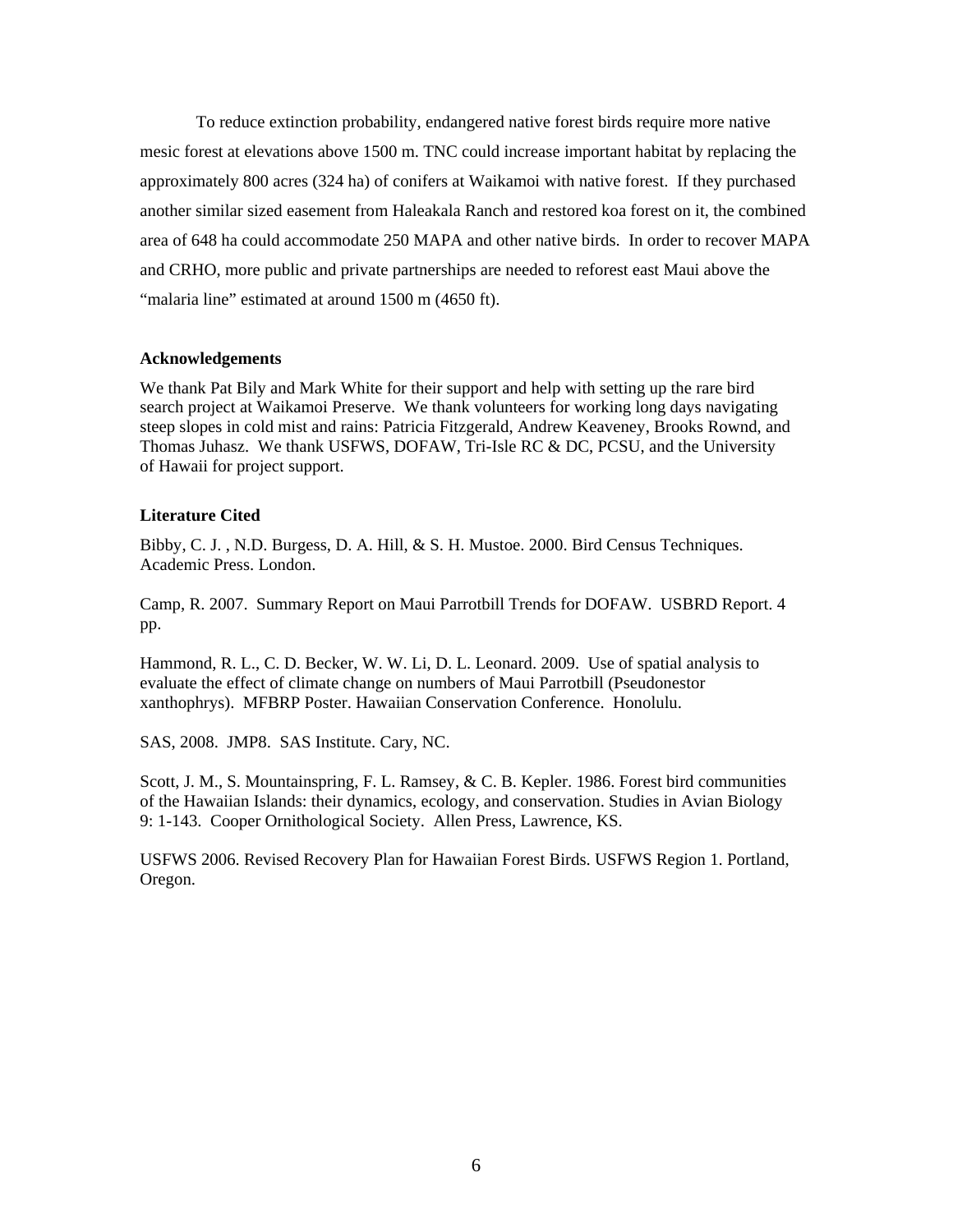To reduce extinction probability, endangered native forest birds require more native mesic forest at elevations above 1500 m. TNC could increase important habitat by replacing the approximately 800 acres (324 ha) of conifers at Waikamoi with native forest. If they purchased another similar sized easement from Haleakala Ranch and restored koa forest on it, the combined area of 648 ha could accommodate 250 MAPA and other native birds. In order to recover MAPA and CRHO, more public and private partnerships are needed to reforest east Maui above the "malaria line" estimated at around 1500 m (4650 ft).

**Acknowledgements**

We thank Pat Bily and Mark White for their support and help with setting up the rare bird search project at Waikamoi Preserve. We thank volunteers for working long days navigating steep slopes in cold mist and rains: Patricia Fitzgerald, Andrew Keaveney, Brooks Rownd, and Thomas Juhasz. We thank USFWS, DOFAW, Tri-Isle RC & DC, PCSU, and the University of Hawaii for project support.

**Literature Cited**

Bibby, C. J. , N.D. Burgess, D. A. Hill, & S. H. Mustoe. 2000. Bird Census Techniques. Academic Press. London.

Camp, R. 2007. Summary Report on Maui Parrotbill Trends for DOFAW. USBRD Report. 4 pp.

Hammond, R. L., C. D. Becker, W. W. Li, D. L. Leonard. 2009. Use of spatial analysis to evaluate the effect of climate change on numbers of Maui Parrotbill (Pseudonestor xanthophrys). MFBRP Poster. Hawaiian Conservation Conference. Honolulu.

SAS, 2008. JMP8. SAS Institute. Cary, NC.

Scott, J. M., S. Mountainspring, F. L. Ramsey, & C. B. Kepler. 1986. Forest bird communities of the Hawaiian Islands: their dynamics, ecology, and conservation. Studies in Avian Biology 9: 1-143. Cooper Ornithological Society. Allen Press, Lawrence, KS.

USFWS 2006. Revised Recovery Plan for Hawaiian Forest Birds. USFWS Region 1. Portland, Oregon.